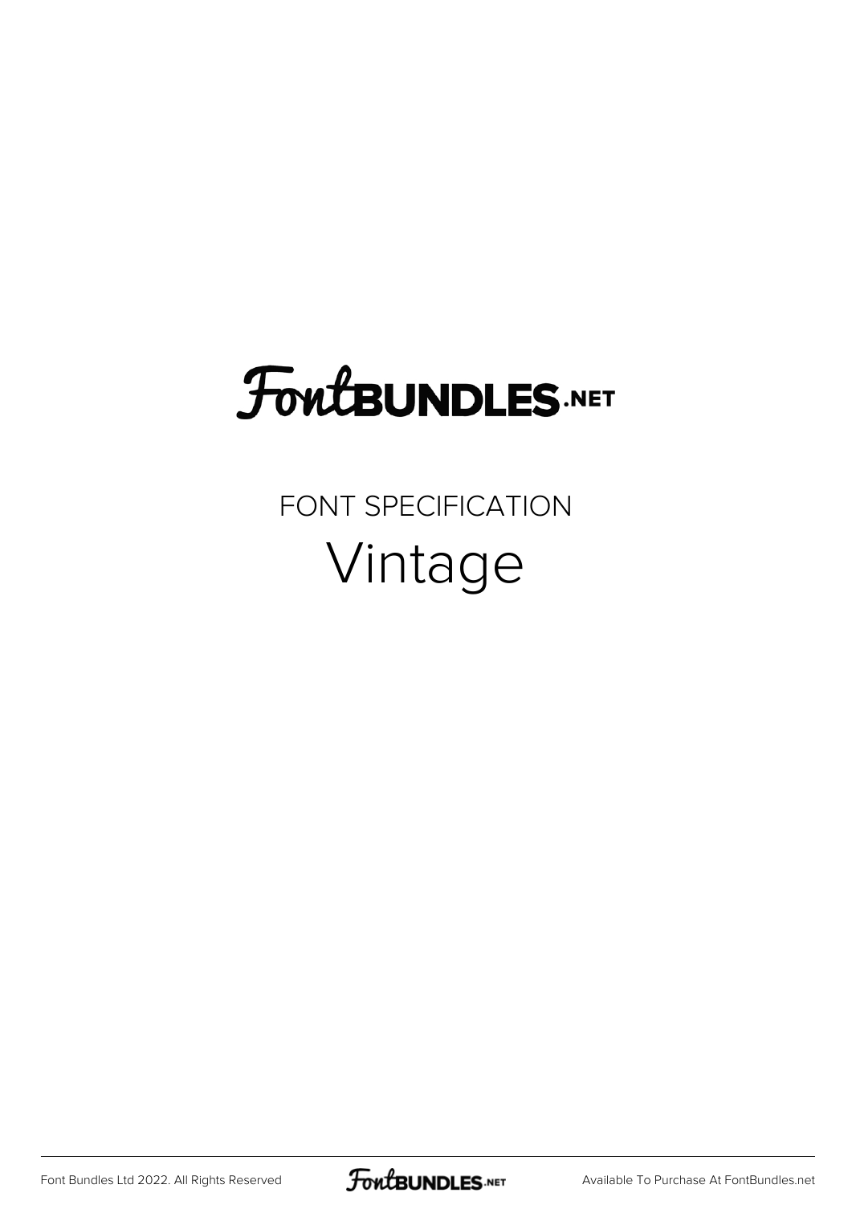# FontBUNDLES.NET

FONT SPECIFICATION

## Vintage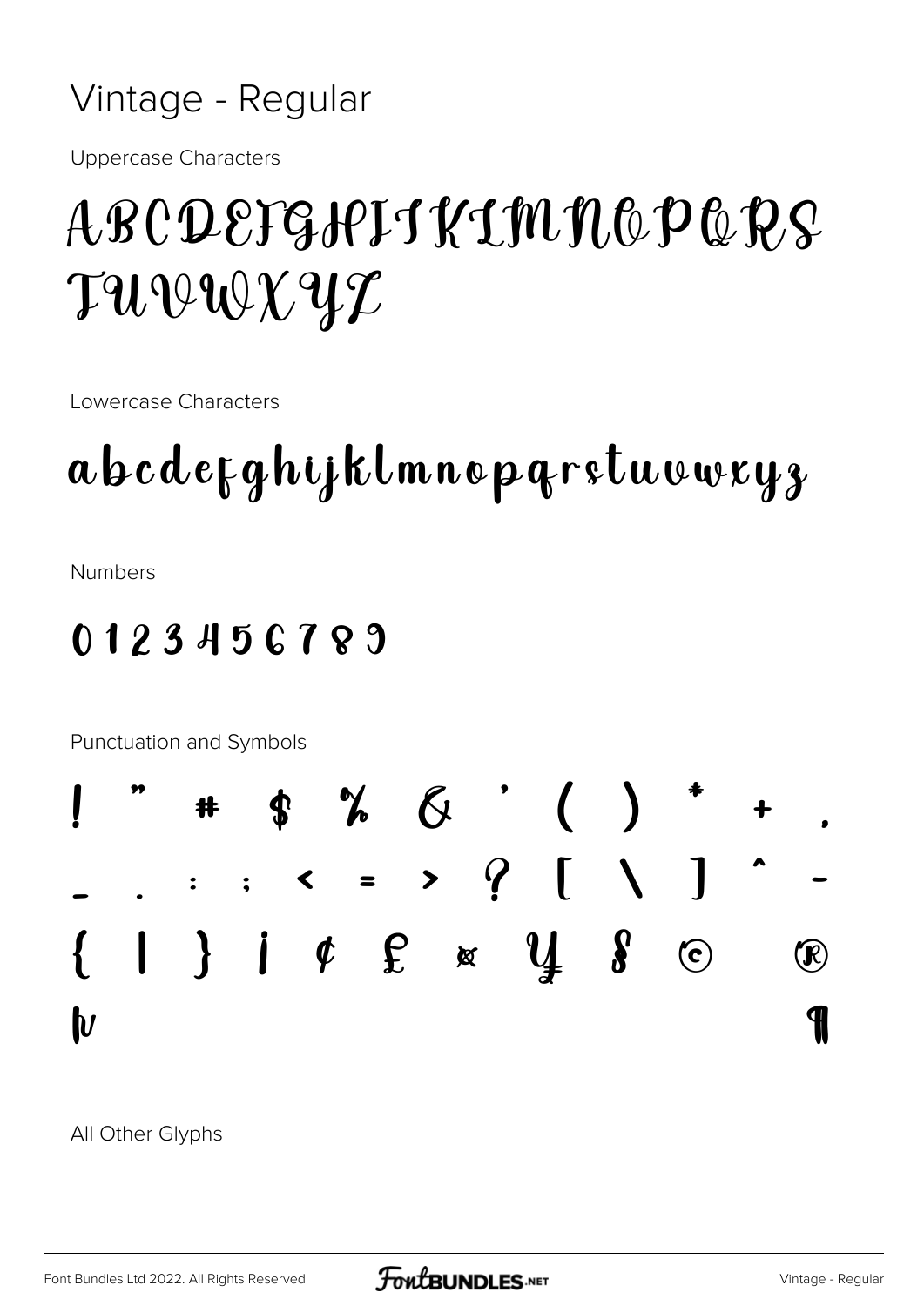# Vintage - Regular

Uppercase Characters

ABCDEFGHIJKLMNOPQRS
TUVWXYZ

Lowercase Characters

abcdefghijklmnopqrstuvwxyz

Numbers

0 1 2 3 4 5 6 7 8 9

Punctuation and Symbols

! " # $ % & ' ( ) * + ,
_ . : ; < = > ? [ \ ] ^ -
{ | } ¡ ¢ £ ¤ ¥ § © ®
µ ¶

All Other Glyphs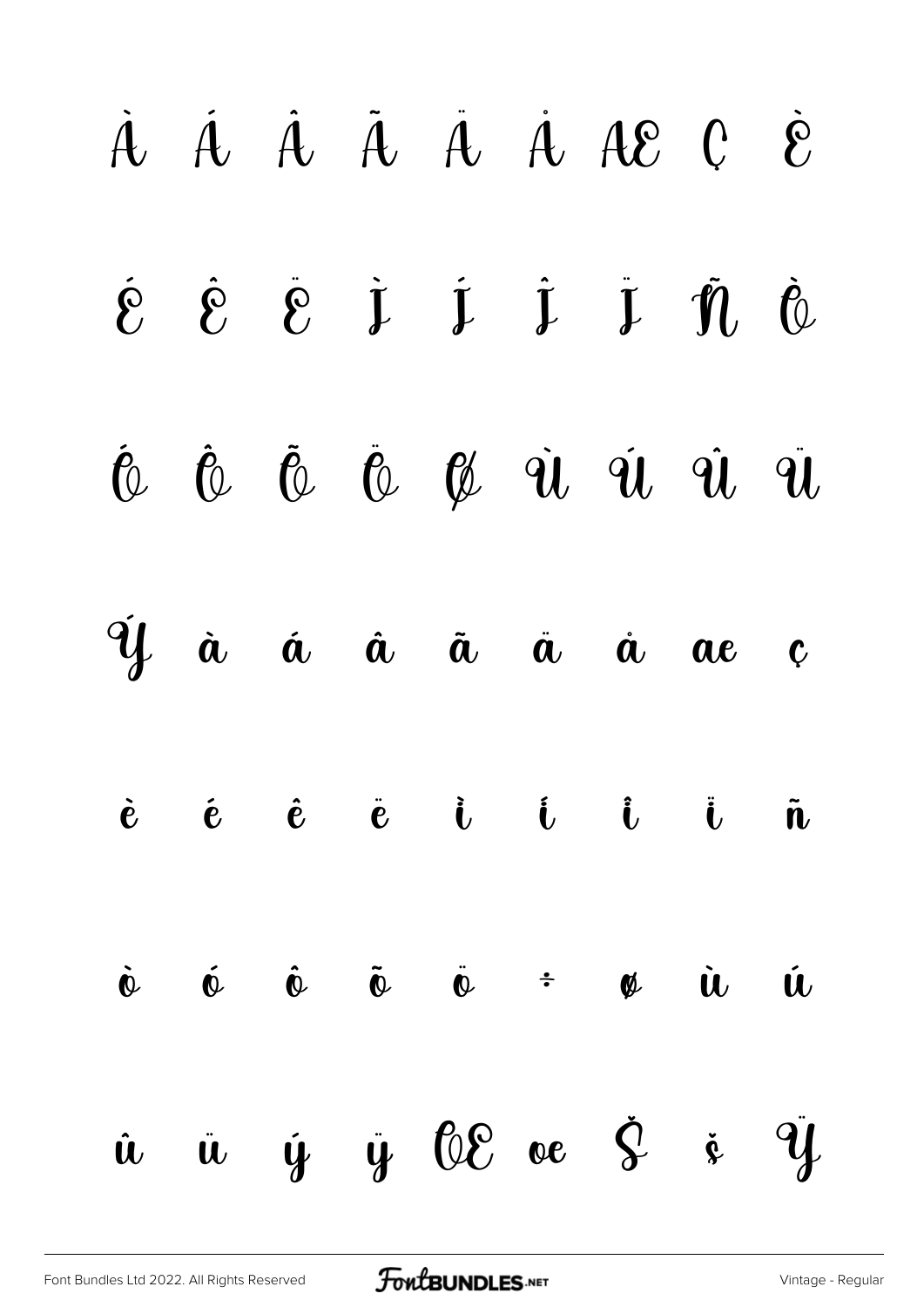À Á Â Ã Ä Å Æ Ç È

É Ê Ë Ì Í Î Ï Ñ Ò

Ó Ô Õ Ö Ø Ù Ú Û Ü

Ý à á â ã ä å æ ç

è é ê ë ì í î ï ñ

ò ó ô õ ö ÷ ø ù ú

û ü ý ÿ Œ œ Š š Ÿ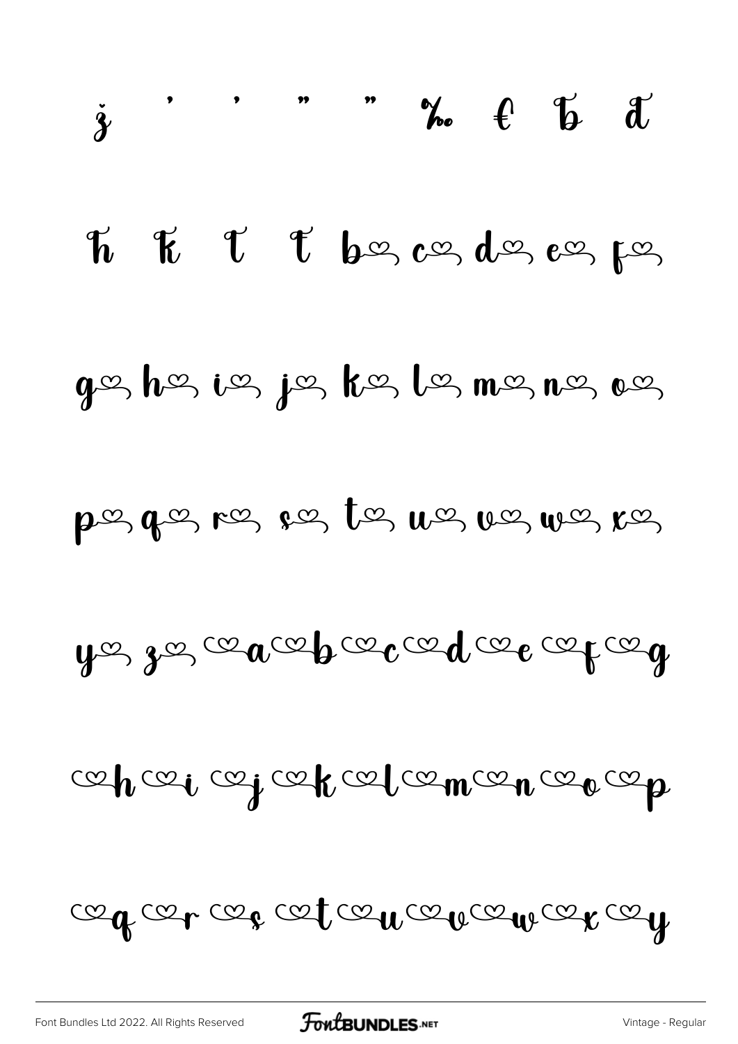ǰ ' ' " " ‰ € Ƅ ď

ħ ķ ŧ ŧ b♡ c♡ d♡ e♡ f♡

g♡ h♡ i♡ j♡ k♡ l♡ m♡ n♡ o♡

p♡ q♡ r♡ s♡ t♡ u♡ v♡ w♡ x♡

y♡ z♡ ♡a ♡b ♡c ♡d ♡e ♡f ♡g

♡h ♡i ♡j ♡k ♡l ♡m ♡n ♡o ♡p

♡q ♡r ♡s ♡t ♡u ♡v ♡w ♡x ♡y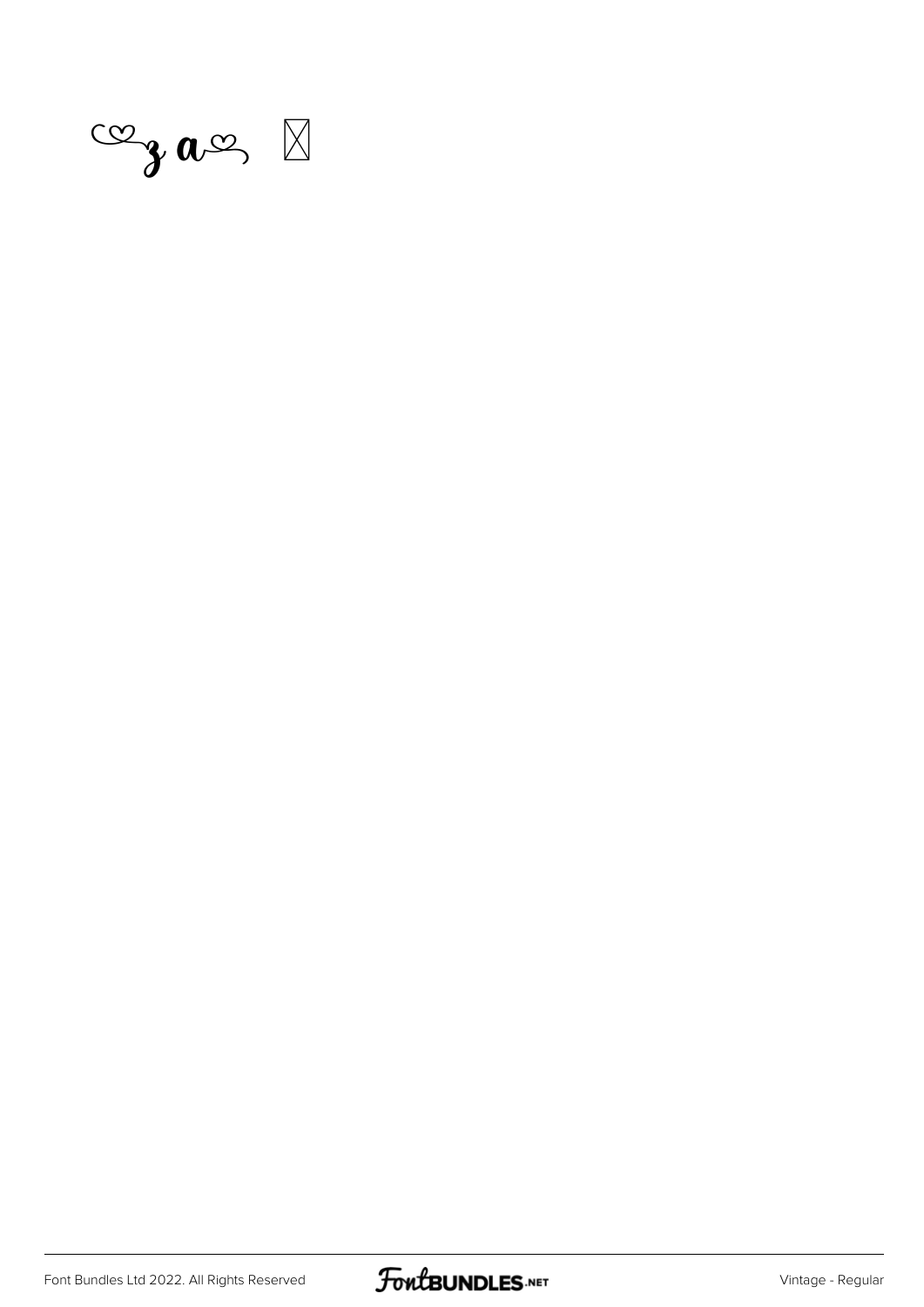z a